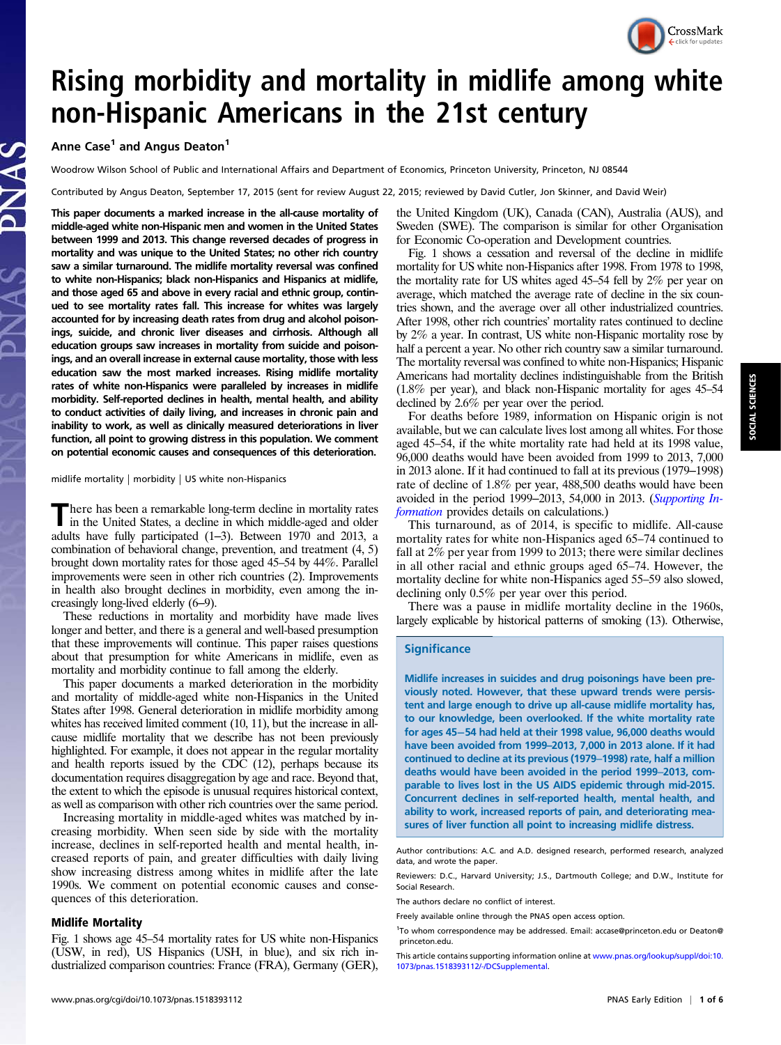# Rising morbidity and mortality in midlife among white non-Hispanic Americans in the 21st century

Anne Case[1] and Angus Deaton[1]

Woodrow Wilson School of Public and International Affairs and Department of Economics, Princeton University, Princeton, NJ 08544

Contributed by Angus Deaton, September 17, 2015 (sent for review August 22, 2015; reviewed by David Cutler, Jon Skinner, and David Weir)

**This paper documents a marked increase in the all-cause mortality of middle-aged white non-Hispanic men and women in the United States between 1999 and 2013. This change reversed decades of progress in mortality and was unique to the United States; no other rich country saw a similar turnaround. The midlife mortality reversal was confined to white non-Hispanics; black non-Hispanics and Hispanics at midlife, and those aged 65 and above in every racial and ethnic group, continued to see mortality rates fall. This increase for whites was largely accounted for by increasing death rates from drug and alcohol poisonings, suicide, and chronic liver diseases and cirrhosis. Although all education groups saw increases in mortality from suicide and poisonings, and an overall increase in external cause mortality, those with less education saw the most marked increases. Rising midlife mortality rates of white non-Hispanics were paralleled by increases in midlife morbidity. Self-reported declines in health, mental health, and ability to conduct activities of daily living, and increases in chronic pain and inability to work, as well as clinically measured deteriorations in liver function, all point to growing distress in this population. We comment on potential economic causes and consequences of this deterioration.**

midlife mortality | morbidity | US white non-Hispanics

There has been a remarkable long-term decline in mortality rates in the United States, a decline in which middle-aged and older adults have fully participated (1–3). Between 1970 and 2013, a combination of behavioral change, prevention, and treatment (4, 5) brought down mortality rates for those aged 45–54 by 44%. Parallel improvements were seen in other rich countries (2). Improvements in health also brought declines in morbidity, even among the increasingly long-lived elderly (6–9).

These reductions in mortality and morbidity have made lives longer and better, and there is a general and well-based presumption that these improvements will continue. This paper raises questions about that presumption for white Americans in midlife, even as mortality and morbidity continue to fall among the elderly.

This paper documents a marked deterioration in the morbidity and mortality of middle-aged white non-Hispanics in the United States after 1998. General deterioration in midlife morbidity among whites has received limited comment (10, 11), but the increase in all-cause midlife mortality that we describe has not been previously highlighted. For example, it does not appear in the regular mortality and health reports issued by the CDC (12), perhaps because its documentation requires disaggregation by age and race. Beyond that, the extent to which the episode is unusual requires historical context, as well as comparison with other rich countries over the same period.

Increasing mortality in middle-aged whites was matched by increasing morbidity. When seen side by side with the mortality increase, declines in self-reported health and mental health, increased reports of pain, and greater difficulties with daily living show increasing distress among whites in midlife after the late 1990s. We comment on potential economic causes and consequences of this deterioration.

## Midlife Mortality

Fig. 1 shows age 45–54 mortality rates for US white non-Hispanics (USW, in red), US Hispanics (USH, in blue), and six rich industrialized comparison countries: France (FRA), Germany (GER), the United Kingdom (UK), Canada (CAN), Australia (AUS), and Sweden (SWE). The comparison is similar for other Organisation for Economic Co-operation and Development countries.

Fig. 1 shows a cessation and reversal of the decline in midlife mortality for US white non-Hispanics after 1998. From 1978 to 1998, the mortality rate for US whites aged 45–54 fell by 2% per year on average, which matched the average rate of decline in the six countries shown, and the average over all other industrialized countries. After 1998, other rich countries' mortality rates continued to decline by 2% a year. In contrast, US white non-Hispanic mortality rose by half a percent a year. No other rich country saw a similar turnaround. The mortality reversal was confined to white non-Hispanics; Hispanic Americans had mortality declines indistinguishable from the British (1.8% per year), and black non-Hispanic mortality for ages 45–54 declined by 2.6% per year over the period.

For deaths before 1989, information on Hispanic origin is not available, but we can calculate lives lost among all whites. For those aged 45–54, if the white mortality rate had held at its 1998 value, 96,000 deaths would have been avoided from 1999 to 2013, 7,000 in 2013 alone. If it had continued to fall at its previous (1979–1998) rate of decline of 1.8% per year, 488,500 deaths would have been avoided in the period 1999–2013, 54,000 in 2013. (*Supporting Information* provides details on calculations.)

This turnaround, as of 2014, is specific to midlife. All-cause mortality rates for white non-Hispanics aged 65–74 continued to fall at 2% per year from 1999 to 2013; there were similar declines in all other racial and ethnic groups aged 65–74. However, the mortality decline for white non-Hispanics aged 55–59 also slowed, declining only 0.5% per year over this period.

There was a pause in midlife mortality decline in the 1960s, largely explicable by historical patterns of smoking (13). Otherwise,

### Significance

Midlife increases in suicides and drug poisonings have been previously noted. However, that these upward trends were persistent and large enough to drive up all-cause midlife mortality has, to our knowledge, been overlooked. If the white mortality rate for ages 45−54 had held at their 1998 value, 96,000 deaths would have been avoided from 1999–2013, 7,000 in 2013 alone. If it had continued to decline at its previous (1979‒1998) rate, half a million deaths would have been avoided in the period 1999‒2013, comparable to lives lost in the US AIDS epidemic through mid-2015. Concurrent declines in self-reported health, mental health, and ability to work, increased reports of pain, and deteriorating measures of liver function all point to increasing midlife distress.

Author contributions: A.C. and A.D. designed research, performed research, analyzed data, and wrote the paper.

Reviewers: D.C., Harvard University; J.S., Dartmouth College; and D.W., Institute for Social Research.

The authors declare no conflict of interest.

Freely available online through the PNAS open access option.

[1]To whom correspondence may be addressed. Email: accase@princeton.edu or Deaton@princeton.edu.

This article contains supporting information online at www.pnas.org/lookup/suppl/doi:10.1073/pnas.1518393112/-/DCSupplemental.

www.pnas.org/cgi/doi/10.1073/pnas.1518393112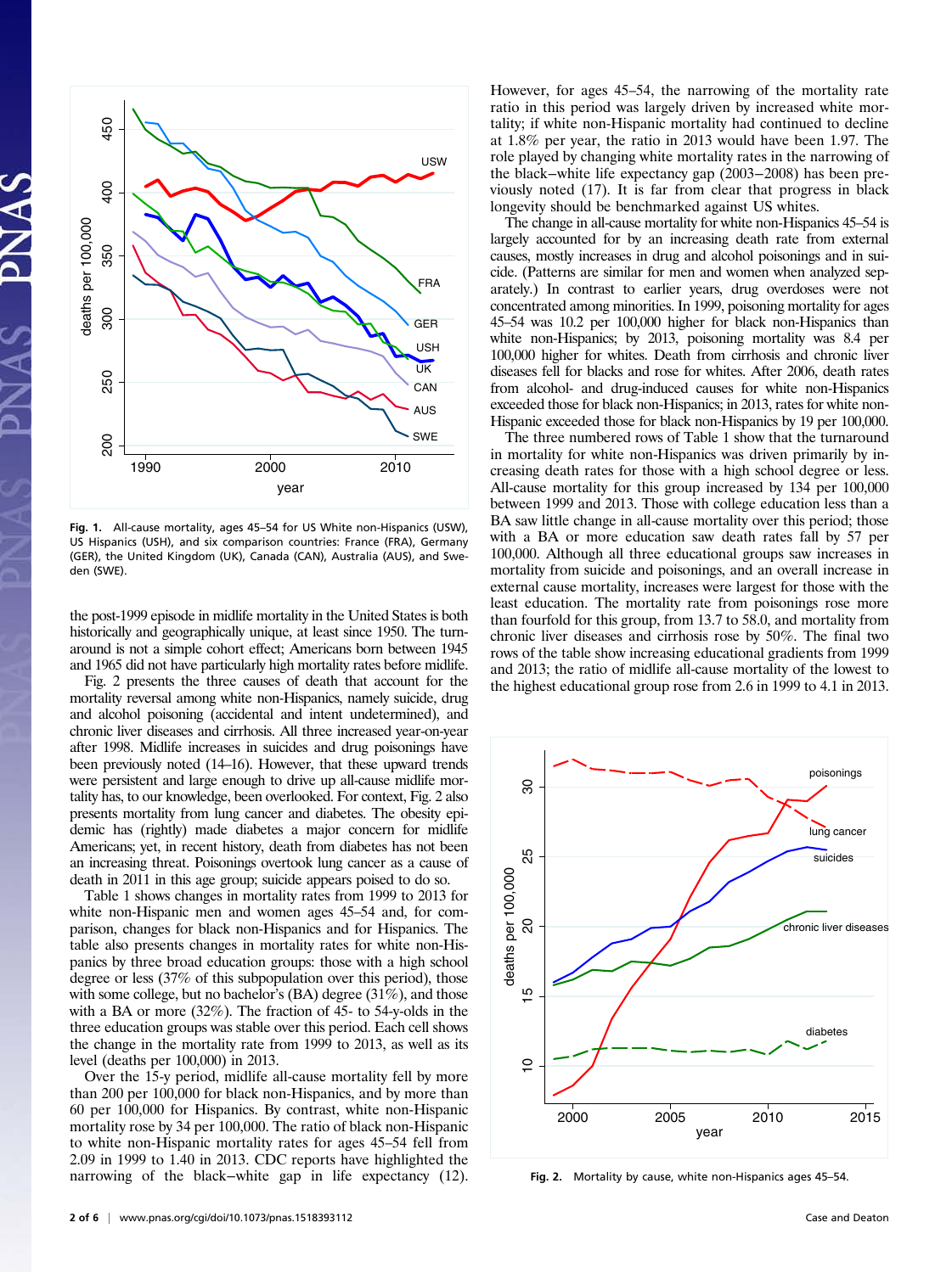Fig. 1. All-cause mortality, ages 45–54 for US White non-Hispanics (USW), US Hispanics (USH), and six comparison countries: France (FRA), Germany (GER), the United Kingdom (UK), Canada (CAN), Australia (AUS), and Sweden (SWE).

the post-1999 episode in midlife mortality in the United States is both historically and geographically unique, at least since 1950. The turnaround is not a simple cohort effect; Americans born between 1945 and 1965 did not have particularly high mortality rates before midlife.

Fig. 2 presents the three causes of death that account for the mortality reversal among white non-Hispanics, namely suicide, drug and alcohol poisoning (accidental and intent undetermined), and chronic liver diseases and cirrhosis. All three increased year-on-year after 1998. Midlife increases in suicides and drug poisonings have been previously noted (14–16). However, that these upward trends were persistent and large enough to drive up all-cause midlife mortality has, to our knowledge, been overlooked. For context, Fig. 2 also presents mortality from lung cancer and diabetes. The obesity epidemic has (rightly) made diabetes a major concern for midlife Americans; yet, in recent history, death from diabetes has not been an increasing threat. Poisonings overtook lung cancer as a cause of death in 2011 in this age group; suicide appears poised to do so.

Table 1 shows changes in mortality rates from 1999 to 2013 for white non-Hispanic men and women ages 45–54 and, for comparison, changes for black non-Hispanics and for Hispanics. The table also presents changes in mortality rates for white non-Hispanics by three broad education groups: those with a high school degree or less (37% of this subpopulation over this period), those with some college, but no bachelor's (BA) degree (31%), and those with a BA or more (32%). The fraction of 45- to 54-y-olds in the three education groups was stable over this period. Each cell shows the change in the mortality rate from 1999 to 2013, as well as its level (deaths per 100,000) in 2013.

Over the 15-y period, midlife all-cause mortality fell by more than 200 per 100,000 for black non-Hispanics, and by more than 60 per 100,000 for Hispanics. By contrast, white non-Hispanic mortality rose by 34 per 100,000. The ratio of black non-Hispanic to white non-Hispanic mortality rates for ages 45–54 fell from 2.09 in 1999 to 1.40 in 2013. CDC reports have highlighted the narrowing of the black–white gap in life expectancy (12). However, for ages 45–54, the narrowing of the mortality rate ratio in this period was largely driven by increased white mortality; if white non-Hispanic mortality had continued to decline at 1.8% per year, the ratio in 2013 would have been 1.97. The role played by changing white mortality rates in the narrowing of the black–white life expectancy gap (2003–2008) has been previously noted (17). It is far from clear that progress in black longevity should be benchmarked against US whites.

The change in all-cause mortality for white non-Hispanics 45–54 is largely accounted for by an increasing death rate from external causes, mostly increases in drug and alcohol poisonings and in suicide. (Patterns are similar for men and women when analyzed separately.) In contrast to earlier years, drug overdoses were not concentrated among minorities. In 1999, poisoning mortality for ages 45–54 was 10.2 per 100,000 higher for black non-Hispanics than white non-Hispanics; by 2013, poisoning mortality was 8.4 per 100,000 higher for whites. Death from cirrhosis and chronic liver diseases fell for blacks and rose for whites. After 2006, death rates from alcohol- and drug-induced causes for white non-Hispanics exceeded those for black non-Hispanics; in 2013, rates for white non-Hispanic exceeded those for black non-Hispanics by 19 per 100,000.

The three numbered rows of Table 1 show that the turnaround in mortality for white non-Hispanics was driven primarily by increasing death rates for those with a high school degree or less. All-cause mortality for this group increased by 134 per 100,000 between 1999 and 2013. Those with college education less than a BA saw little change in all-cause mortality over this period; those with a BA or more education saw death rates fall by 57 per 100,000. Although all three educational groups saw increases in mortality from suicide and poisonings, and an overall increase in external cause mortality, increases were largest for those with the least education. The mortality rate from poisonings rose more than fourfold for this group, from 13.7 to 58.0, and mortality from chronic liver diseases and cirrhosis rose by 50%. The final two rows of the table show increasing educational gradients from 1999 and 2013; the ratio of midlife all-cause mortality of the lowest to the highest educational group rose from 2.6 in 1999 to 4.1 in 2013.

Fig. 2. Mortality by cause, white non-Hispanics ages 45–54.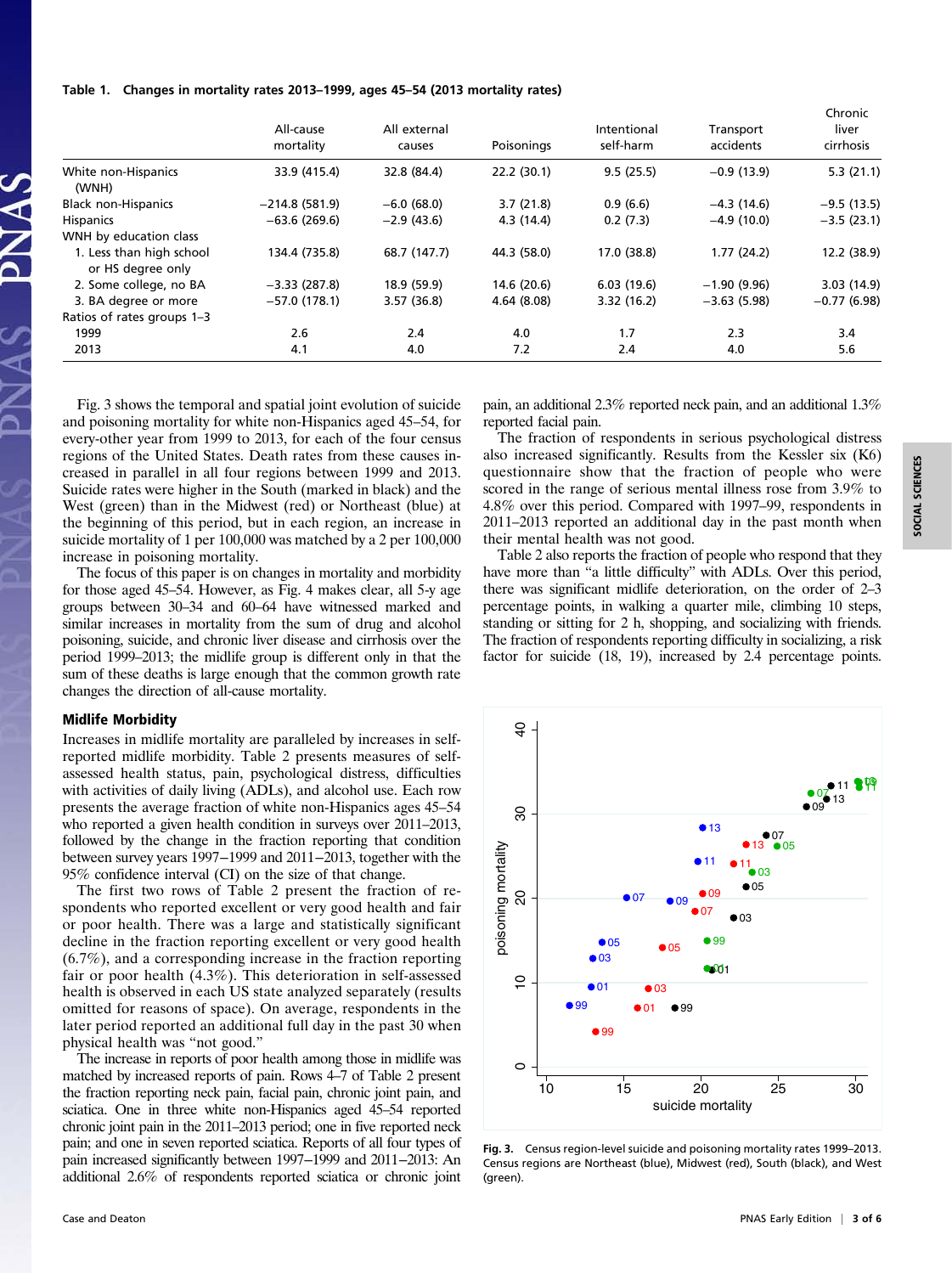**Table 1. Changes in mortality rates 2013–1999, ages 45–54 (2013 mortality rates)**

| | All-cause mortality | All external causes | Poisonings | Intentional self-harm | Transport accidents | Chronic liver cirrhosis |
|---|---|---|---|---|---|---|
| White non-Hispanics (WNH) | 33.9 (415.4) | 32.8 (84.4) | 22.2 (30.1) | 9.5 (25.5) | −0.9 (13.9) | 5.3 (21.1) |
| Black non-Hispanics | −214.8 (581.9) | −6.0 (68.0) | 3.7 (21.8) | 0.9 (6.6) | −4.3 (14.6) | −9.5 (13.5) |
| Hispanics | −63.6 (269.6) | −2.9 (43.6) | 4.3 (14.4) | 0.2 (7.3) | −4.9 (10.0) | −3.5 (23.1) |
| WNH by education class | | | | | | |
| 1. Less than high school or HS degree only | 134.4 (735.8) | 68.7 (147.7) | 44.3 (58.0) | 17.0 (38.8) | 1.77 (24.2) | 12.2 (38.9) |
| 2. Some college, no BA | −3.33 (287.8) | 18.9 (59.9) | 14.6 (20.6) | 6.03 (19.6) | −1.90 (9.96) | 3.03 (14.9) |
| 3. BA degree or more | −57.0 (178.1) | 3.57 (36.8) | 4.64 (8.08) | 3.32 (16.2) | −3.63 (5.98) | −0.77 (6.98) |
| Ratios of rates groups 1–3 | | | | | | |
| 1999 | 2.6 | 2.4 | 4.0 | 1.7 | 2.3 | 3.4 |
| 2013 | 4.1 | 4.0 | 7.2 | 2.4 | 4.0 | 5.6 |

Fig. 3 shows the temporal and spatial joint evolution of suicide and poisoning mortality for white non-Hispanics aged 45–54, for every-other year from 1999 to 2013, for each of the four census regions of the United States. Death rates from these causes increased in parallel in all four regions between 1999 and 2013. Suicide rates were higher in the South (marked in black) and the West (green) than in the Midwest (red) or Northeast (blue) at the beginning of this period, but in each region, an increase in suicide mortality of 1 per 100,000 was matched by a 2 per 100,000 increase in poisoning mortality.

The focus of this paper is on changes in mortality and morbidity for those aged 45–54. However, as Fig. 4 makes clear, all 5-y age groups between 30–34 and 60–64 have witnessed marked and similar increases in mortality from the sum of drug and alcohol poisoning, suicide, and chronic liver disease and cirrhosis over the period 1999–2013; the midlife group is different only in that the sum of these deaths is large enough that the common growth rate changes the direction of all-cause mortality.

## Midlife Morbidity

Increases in midlife mortality are paralleled by increases in self-reported midlife morbidity. Table 2 presents measures of self-assessed health status, pain, psychological distress, difficulties with activities of daily living (ADLs), and alcohol use. Each row presents the average fraction of white non-Hispanics ages 45–54 who reported a given health condition in surveys over 2011–2013, followed by the change in the fraction reporting that condition between survey years 1997–1999 and 2011–2013, together with the 95% confidence interval (CI) on the size of that change.

The first two rows of Table 2 present the fraction of respondents who reported excellent or very good health and fair or poor health. There was a large and statistically significant decline in the fraction reporting excellent or very good health (6.7%), and a corresponding increase in the fraction reporting fair or poor health (4.3%). This deterioration in self-assessed health is observed in each US state analyzed separately (results omitted for reasons of space). On average, respondents in the later period reported an additional full day in the past 30 when physical health was "not good."

The increase in reports of poor health among those in midlife was matched by increased reports of pain. Rows 4–7 of Table 2 present the fraction reporting neck pain, facial pain, chronic joint pain, and sciatica. One in three white non-Hispanics aged 45–54 reported chronic joint pain in the 2011–2013 period; one in five reported neck pain; and one in seven reported sciatica. Reports of all four types of pain increased significantly between 1997–1999 and 2011–2013: An additional 2.6% of respondents reported sciatica or chronic joint pain, an additional 2.3% reported neck pain, and an additional 1.3% reported facial pain.

The fraction of respondents in serious psychological distress also increased significantly. Results from the Kessler six (K6) questionnaire show that the fraction of people who were scored in the range of serious mental illness rose from 3.9% to 4.8% over this period. Compared with 1997–99, respondents in 2011–2013 reported an additional day in the past month when their mental health was not good.

Table 2 also reports the fraction of people who respond that they have more than "a little difficulty" with ADLs. Over this period, there was significant midlife deterioration, on the order of 2–3 percentage points, in walking a quarter mile, climbing 10 steps, standing or sitting for 2 h, shopping, and socializing with friends. The fraction of respondents reporting difficulty in socializing, a risk factor for suicide (18, 19), increased by 2.4 percentage points.

Fig. 3. Census region-level suicide and poisoning mortality rates 1999–2013. Census regions are Northeast (blue), Midwest (red), South (black), and West (green).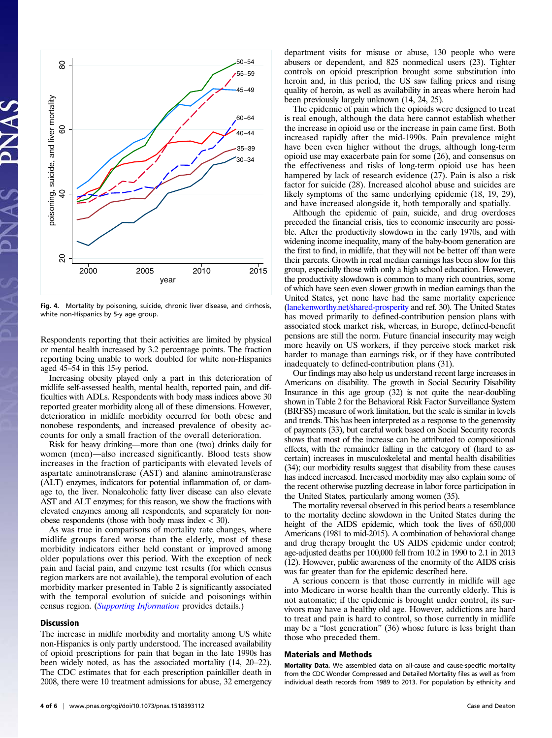Fig. 4. Mortality by poisoning, suicide, chronic liver disease, and cirrhosis, white non-Hispanics by 5-y age group.

Respondents reporting that their activities are limited by physical or mental health increased by 3.2 percentage points. The fraction reporting being unable to work doubled for white non-Hispanics aged 45–54 in this 15-y period.

Increasing obesity played only a part in this deterioration of midlife self-assessed health, mental health, reported pain, and difficulties with ADLs. Respondents with body mass indices above 30 reported greater morbidity along all of these dimensions. However, deterioration in midlife morbidity occurred for both obese and nonobese respondents, and increased prevalence of obesity accounts for only a small fraction of the overall deterioration.

Risk for heavy drinking—more than one (two) drinks daily for women (men)—also increased significantly. Blood tests show increases in the fraction of participants with elevated levels of aspartate aminotransferase (AST) and alanine aminotransferase (ALT) enzymes, indicators for potential inflammation of, or damage to, the liver. Nonalcoholic fatty liver disease can also elevate AST and ALT enzymes; for this reason, we show the fractions with elevated enzymes among all respondents, and separately for nonobese respondents (those with body mass index < 30).

As was true in comparisons of mortality rate changes, where midlife groups fared worse than the elderly, most of these morbidity indicators either held constant or improved among older populations over this period. With the exception of neck pain and facial pain, and enzyme test results (for which census region markers are not available), the temporal evolution of each morbidity marker presented in Table 2 is significantly associated with the temporal evolution of suicide and poisonings within census region. (*Supporting Information* provides details.)

## Discussion

The increase in midlife morbidity and mortality among US white non-Hispanics is only partly understood. The increased availability of opioid prescriptions for pain that began in the late 1990s has been widely noted, as has the associated mortality (14, 20–22). The CDC estimates that for each prescription painkiller death in 2008, there were 10 treatment admissions for abuse, 32 emergency department visits for misuse or abuse, 130 people who were abusers or dependent, and 825 nonmedical users (23). Tighter controls on opioid prescriptions brought some substitution into heroin and, in this period, the US saw falling prices and rising quality of heroin, as well as availability in areas where heroin had been previously largely unknown (14, 24, 25).

The epidemic of pain which the opioids were designed to treat is real enough, although the data here cannot establish whether the increase in opioid use or the increase in pain came first. Both increased rapidly after the mid-1990s. Pain prevalence might have been even higher without the drugs, although long-term opioid use may exacerbate pain for some (26), and consensus on the effectiveness and risks of long-term opioid use has been hampered by lack of research evidence (27). Pain is also a risk factor for suicide (28). Increased alcohol abuse and suicides are likely symptoms of the same underlying epidemic (18, 19, 29), and have increased alongside it, both temporally and spatially.

Although the epidemic of pain, suicide, and drug overdoses preceded the financial crisis, ties to economic insecurity are possible. After the productivity slowdown in the early 1970s, and with widening income inequality, many of the baby-boom generation are the first to find, in midlife, that they will not be better off than were their parents. Growth in real median earnings has been slow for this group, especially those with only a high school education. However, the productivity slowdown is common to many rich countries, some of which have seen even slower growth in median earnings than the United States, yet none have had the same mortality experience (lanekenworthy.net/shared-prosperity and ref. 30). The United States has moved primarily to defined-contribution pension plans with associated stock market risk, whereas, in Europe, defined-benefit pensions are still the norm. Future financial insecurity may weigh more heavily on US workers, if they perceive stock market risk harder to manage than earnings risk, or if they have contributed inadequately to defined-contribution plans (31).

Our findings may also help us understand recent large increases in Americans on disability. The growth in Social Security Disability Insurance in this age group (32) is not quite the near-doubling shown in Table 2 for the Behavioral Risk Factor Surveillance System (BRFSS) measure of work limitation, but the scale is similar in levels and trends. This has been interpreted as a response to the generosity of payments (33), but careful work based on Social Security records shows that most of the increase can be attributed to compositional effects, with the remainder falling in the category of (hard to ascertain) increases in musculoskeletal and mental health disabilities (34); our morbidity results suggest that disability from these causes has indeed increased. Increased morbidity may also explain some of the recent otherwise puzzling decrease in labor force participation in the United States, particularly among women (35).

The mortality reversal observed in this period bears a resemblance to the mortality decline slowdown in the United States during the height of the AIDS epidemic, which took the lives of 650,000 Americans (1981 to mid-2015). A combination of behavioral change and drug therapy brought the US AIDS epidemic under control; age-adjusted deaths per 100,000 fell from 10.2 in 1990 to 2.1 in 2013 (12). However, public awareness of the enormity of the AIDS crisis was far greater than for the epidemic described here.

A serious concern is that those currently in midlife will age into Medicare in worse health than the currently elderly. This is not automatic; if the epidemic is brought under control, its survivors may have a healthy old age. However, addictions are hard to treat and pain is hard to control, so those currently in midlife may be a "lost generation" (36) whose future is less bright than those who preceded them.

## Materials and Methods

**Mortality Data.** We assembled data on all-cause and cause-specific mortality from the CDC Wonder Compressed and Detailed Mortality files as well as from individual death records from 1989 to 2013. For population by ethnicity and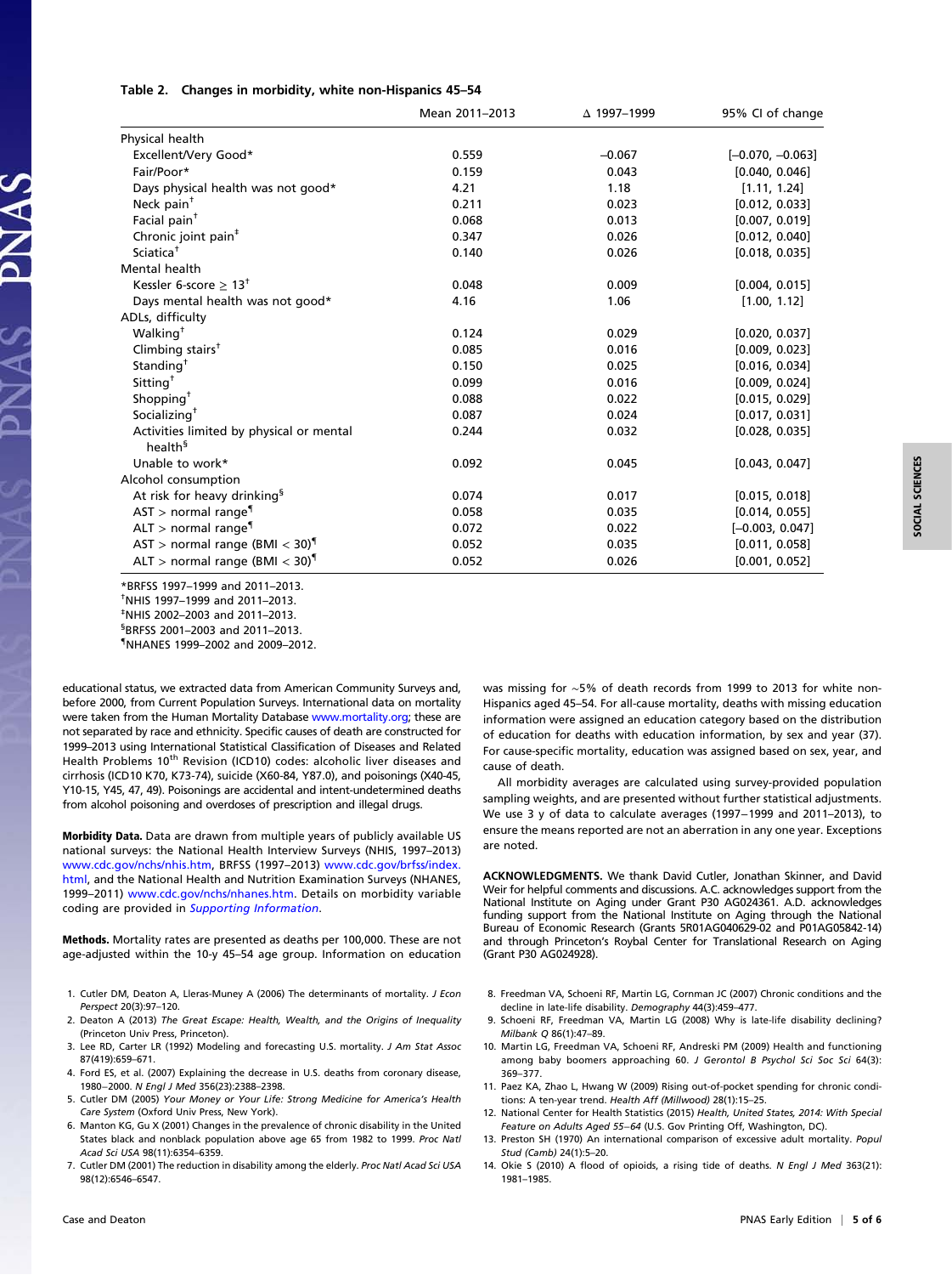**Table 2. Changes in morbidity, white non-Hispanics 45–54**

| | Mean 2011–2013 | Δ 1997–1999 | 95% CI of change |
|---|---|---|---|
| Physical health | | | |
| Excellent/Very Good* | 0.559 | −0.067 | [−0.070, −0.063] |
| Fair/Poor* | 0.159 | 0.043 | [0.040, 0.046] |
| Days physical health was not good* | 4.21 | 1.18 | [1.11, 1.24] |
| Neck pain† | 0.211 | 0.023 | [0.012, 0.033] |
| Facial pain† | 0.068 | 0.013 | [0.007, 0.019] |
| Chronic joint pain‡ | 0.347 | 0.026 | [0.012, 0.040] |
| Sciatica† | 0.140 | 0.026 | [0.018, 0.035] |
| Mental health | | | |
| Kessler 6-score ≥ 13† | 0.048 | 0.009 | [0.004, 0.015] |
| Days mental health was not good* | 4.16 | 1.06 | [1.00, 1.12] |
| ADLs, difficulty | | | |
| Walking† | 0.124 | 0.029 | [0.020, 0.037] |
| Climbing stairs† | 0.085 | 0.016 | [0.009, 0.023] |
| Standing† | 0.150 | 0.025 | [0.016, 0.034] |
| Sitting† | 0.099 | 0.016 | [0.009, 0.024] |
| Shopping† | 0.088 | 0.022 | [0.015, 0.029] |
| Socializing† | 0.087 | 0.024 | [0.017, 0.031] |
| Activities limited by physical or mental health§ | 0.244 | 0.032 | [0.028, 0.035] |
| Unable to work* | 0.092 | 0.045 | [0.043, 0.047] |
| Alcohol consumption | | | |
| At risk for heavy drinking§ | 0.074 | 0.017 | [0.015, 0.018] |
| AST > normal range¶ | 0.058 | 0.035 | [0.014, 0.055] |
| ALT > normal range¶ | 0.072 | 0.022 | [−0.003, 0.047] |
| AST > normal range (BMI < 30)¶ | 0.052 | 0.035 | [0.011, 0.058] |
| ALT > normal range (BMI < 30)¶ | 0.052 | 0.026 | [0.001, 0.052] |

*BRFSS 1997–1999 and 2011–2013.
†NHIS 1997–1999 and 2011–2013.
‡NHIS 2002–2003 and 2011–2013.
§BRFSS 2001–2003 and 2011–2013.
¶NHANES 1999–2002 and 2009–2012.

educational status, we extracted data from American Community Surveys and, before 2000, from Current Population Surveys. International data on mortality were taken from the Human Mortality Database www.mortality.org; these are not separated by race and ethnicity. Specific causes of death are constructed for 1999–2013 using International Statistical Classification of Diseases and Related Health Problems 10th Revision (ICD10) codes: alcoholic liver diseases and cirrhosis (ICD10 K70, K73-74), suicide (X60-84, Y87.0), and poisonings (X40-45, Y10-15, Y45, 47, 49). Poisonings are accidental and intent-undetermined deaths from alcohol poisoning and overdoses of prescription and illegal drugs.

**Morbidity Data.** Data are drawn from multiple years of publicly available US national surveys: the National Health Interview Surveys (NHIS, 1997–2013) www.cdc.gov/nchs/nhis.htm, BRFSS (1997–2013) www.cdc.gov/brfss/index.html, and the National Health and Nutrition Examination Surveys (NHANES, 1999–2011) www.cdc.gov/nchs/nhanes.htm. Details on morbidity variable coding are provided in *Supporting Information*.

**Methods.** Mortality rates are presented as deaths per 100,000. These are not age-adjusted within the 10-y 45–54 age group. Information on education was missing for ∼5% of death records from 1999 to 2013 for white non-Hispanics aged 45–54. For all-cause mortality, deaths with missing education information were assigned an education category based on the distribution of education for deaths with education information, by sex and year (37). For cause-specific mortality, education was assigned based on sex, year, and cause of death.

All morbidity averages are calculated using survey-provided population sampling weights, and are presented without further statistical adjustments. We use 3 y of data to calculate averages (1997−1999 and 2011–2013), to ensure the means reported are not an aberration in any one year. Exceptions are noted.

**ACKNOWLEDGMENTS.** We thank David Cutler, Jonathan Skinner, and David Weir for helpful comments and discussions. A.C. acknowledges support from the National Institute on Aging under Grant P30 AG024361. A.D. acknowledges funding support from the National Institute on Aging through the National Bureau of Economic Research (Grants 5R01AG040629-02 and P01AG05842-14) and through Princeton's Roybal Center for Translational Research on Aging (Grant P30 AG024928).

1. Cutler DM, Deaton A, Lleras-Muney A (2006) The determinants of mortality. *J Econ Perspect* 20(3):97–120.
2. Deaton A (2013) *The Great Escape: Health, Wealth, and the Origins of Inequality* (Princeton Univ Press, Princeton).
3. Lee RD, Carter LR (1992) Modeling and forecasting U.S. mortality. *J Am Stat Assoc* 87(419):659–671.
4. Ford ES, et al. (2007) Explaining the decrease in U.S. deaths from coronary disease, 1980–2000. *N Engl J Med* 356(23):2388–2398.
5. Cutler DM (2005) *Your Money or Your Life: Strong Medicine for America's Health Care System* (Oxford Univ Press, New York).
6. Manton KG, Gu X (2001) Changes in the prevalence of chronic disability in the United States black and nonblack population above age 65 from 1982 to 1999. *Proc Natl Acad Sci USA* 98(11):6354–6359.
7. Cutler DM (2001) The reduction in disability among the elderly. *Proc Natl Acad Sci USA* 98(12):6546–6547.
8. Freedman VA, Schoeni RF, Martin LG, Cornman JC (2007) Chronic conditions and the decline in late-life disability. *Demography* 44(3):459–477.
9. Schoeni RF, Freedman VA, Martin LG (2008) Why is late-life disability declining? *Milbank Q* 86(1):47–89.
10. Martin LG, Freedman VA, Schoeni RF, Andreski PM (2009) Health and functioning among baby boomers approaching 60. *J Gerontol B Psychol Sci Soc Sci* 64(3): 369–377.
11. Paez KA, Zhao L, Hwang W (2009) Rising out-of-pocket spending for chronic conditions: A ten-year trend. *Health Aff (Millwood)* 28(1):15–25.
12. National Center for Health Statistics (2015) *Health, United States, 2014: With Special Feature on Adults Aged 55–64* (U.S. Gov Printing Off, Washington, DC).
13. Preston SH (1970) An international comparison of excessive adult mortality. *Popul Stud (Camb)* 24(1):5–20.
14. Okie S (2010) A flood of opioids, a rising tide of deaths. *N Engl J Med* 363(21): 1981–1985.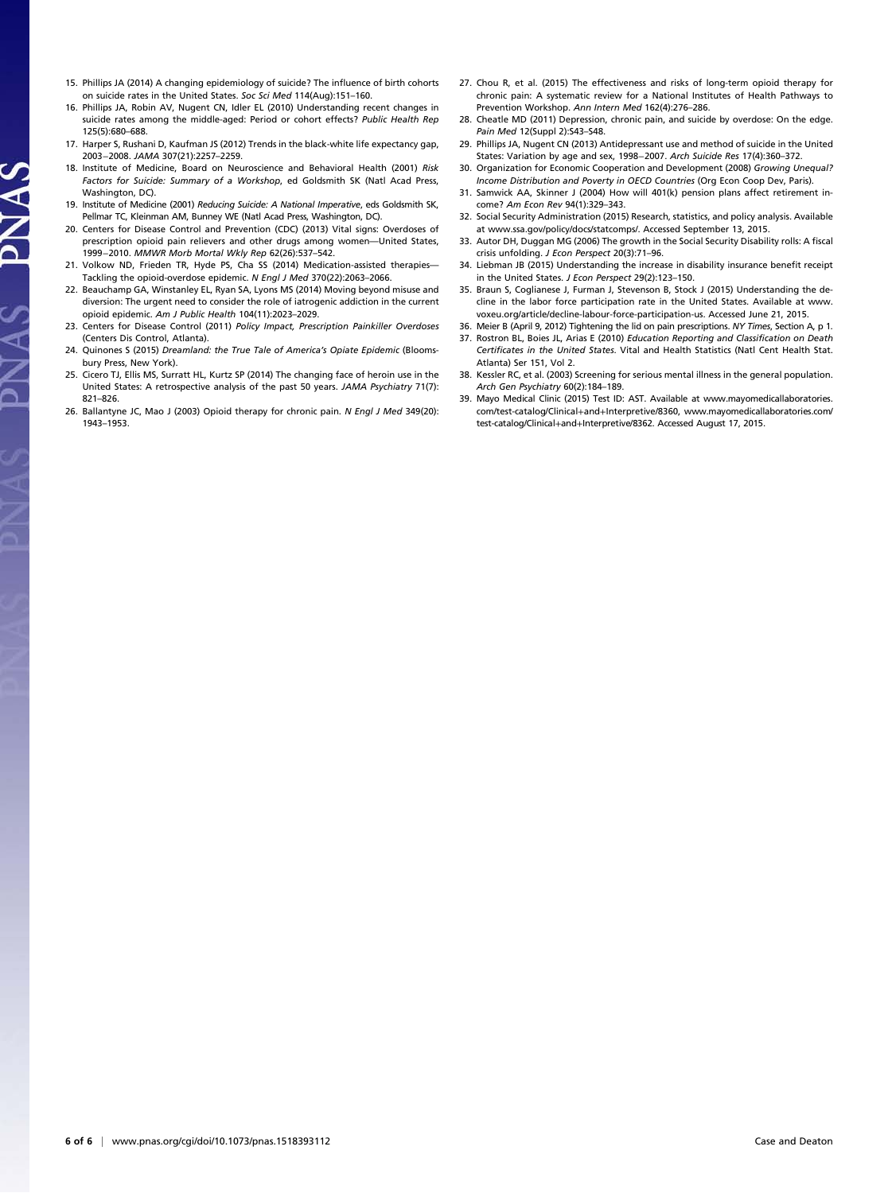15. Phillips JA (2014) A changing epidemiology of suicide? The influence of birth cohorts on suicide rates in the United States. *Soc Sci Med* 114(Aug):151–160.
16. Phillips JA, Robin AV, Nugent CN, Idler EL (2010) Understanding recent changes in suicide rates among the middle-aged: Period or cohort effects? *Public Health Rep* 125(5):680–688.
17. Harper S, Rushani D, Kaufman JS (2012) Trends in the black-white life expectancy gap, 2003–2008. *JAMA* 307(21):2257–2259.
18. Institute of Medicine, Board on Neuroscience and Behavioral Health (2001) *Risk Factors for Suicide: Summary of a Workshop*, ed Goldsmith SK (Natl Acad Press, Washington, DC).
19. Institute of Medicine (2001) *Reducing Suicide: A National Imperative*, eds Goldsmith SK, Pellmar TC, Kleinman AM, Bunney WE (Natl Acad Press, Washington, DC).
20. Centers for Disease Control and Prevention (CDC) (2013) Vital signs: Overdoses of prescription opioid pain relievers and other drugs among women—United States, 1999–2010. *MMWR Morb Mortal Wkly Rep* 62(26):537–542.
21. Volkow ND, Frieden TR, Hyde PS, Cha SS (2014) Medication-assisted therapies—Tackling the opioid-overdose epidemic. *N Engl J Med* 370(22):2063–2066.
22. Beauchamp GA, Winstanley EL, Ryan SA, Lyons MS (2014) Moving beyond misuse and diversion: The urgent need to consider the role of iatrogenic addiction in the current opioid epidemic. *Am J Public Health* 104(11):2023–2029.
23. Centers for Disease Control (2011) *Policy Impact, Prescription Painkiller Overdoses* (Centers Dis Control, Atlanta).
24. Quinones S (2015) *Dreamland: the True Tale of America's Opiate Epidemic* (Bloomsbury Press, New York).
25. Cicero TJ, Ellis MS, Surratt HL, Kurtz SP (2014) The changing face of heroin use in the United States: A retrospective analysis of the past 50 years. *JAMA Psychiatry* 71(7): 821–826.
26. Ballantyne JC, Mao J (2003) Opioid therapy for chronic pain. *N Engl J Med* 349(20): 1943–1953.
27. Chou R, et al. (2015) The effectiveness and risks of long-term opioid therapy for chronic pain: A systematic review for a National Institutes of Health Pathways to Prevention Workshop. *Ann Intern Med* 162(4):276–286.
28. Cheatle MD (2011) Depression, chronic pain, and suicide by overdose: On the edge. *Pain Med* 12(Suppl 2):S43–S48.
29. Phillips JA, Nugent CN (2013) Antidepressant use and method of suicide in the United States: Variation by age and sex, 1998–2007. *Arch Suicide Res* 17(4):360–372.
30. Organization for Economic Cooperation and Development (2008) *Growing Unequal? Income Distribution and Poverty in OECD Countries* (Org Econ Coop Dev, Paris).
31. Samwick AA, Skinner J (2004) How will 401(k) pension plans affect retirement income? *Am Econ Rev* 94(1):329–343.
32. Social Security Administration (2015) Research, statistics, and policy analysis. Available at www.ssa.gov/policy/docs/statcomps/. Accessed September 13, 2015.
33. Autor DH, Duggan MG (2006) The growth in the Social Security Disability rolls: A fiscal crisis unfolding. *J Econ Perspect* 20(3):71–96.
34. Liebman JB (2015) Understanding the increase in disability insurance benefit receipt in the United States. *J Econ Perspect* 29(2):123–150.
35. Braun S, Coglianese J, Furman J, Stevenson B, Stock J (2015) Understanding the decline in the labor force participation rate in the United States. Available at www.voxeu.org/article/decline-labour-force-participation-us. Accessed June 21, 2015.
36. Meier B (April 9, 2012) Tightening the lid on pain prescriptions. *NY Times*, Section A, p 1.
37. Rostron BL, Boies JL, Arias E (2010) *Education Reporting and Classification on Death Certificates in the United States*. Vital and Health Statistics (Natl Cent Health Stat. Atlanta) Ser 151, Vol 2.
38. Kessler RC, et al. (2003) Screening for serious mental illness in the general population. *Arch Gen Psychiatry* 60(2):184–189.
39. Mayo Medical Clinic (2015) Test ID: AST. Available at www.mayomedicallaboratories.com/test-catalog/Clinical+and+Interpretive/8360, www.mayomedicallaboratories.com/test-catalog/Clinical+and+Interpretive/8362. Accessed August 17, 2015.